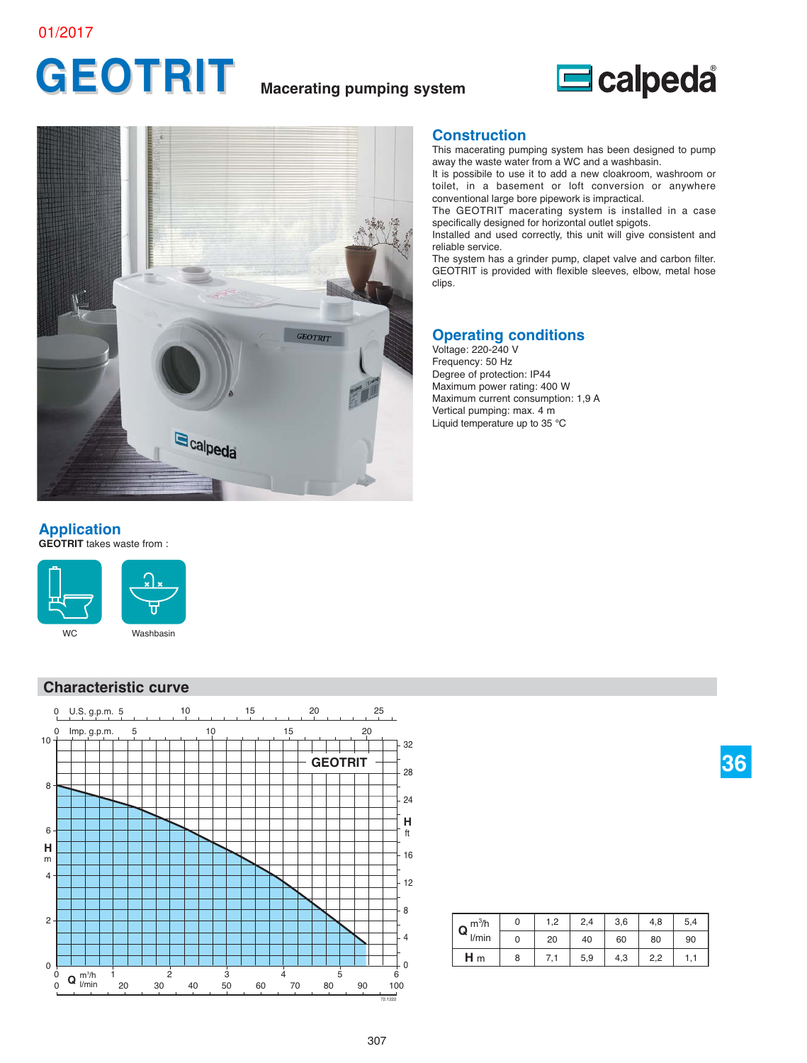01/2017

# GEOTRIT

**Macerating pumping system**

## Construction

This macerating pumping system has been designed to pump away the waste water from a WC and a washbasin.

It is possibile to use it to add a new cloakroom, washroom or toilet, in a basement or loft conversion or anywhere conventional large bore pipework is impractical.

The GEOTRIT macerating system is installed in a case specifically designed for horizontal outlet spigots.

Installed and used correctly, this unit will give consistent and reliable service.

The system has a grinder pump, clapet valve and carbon filter. GEOTRIT is provided with flexible sleeves, elbow, metal hose clips.

## Operating conditions

Voltage: 220-240 V
Frequency: 50 Hz
Degree of protection: IP44
Maximum power rating: 400 W
Maximum current consumption: 1,9 A
Vertical pumping: max. 4 m
Liquid temperature up to 35 °C

## Application

**GEOTRIT** takes waste from :

WC

Washbasin

## Characteristic curve

| Q $m^3/h$ | 0 | 1,2 | 2,4 | 3,6 | 4,8 | 5,4 |
|---|---|---|---|---|---|---|
| Q l/min | 0 | 20 | 40 | 60 | 80 | 90 |
| H m | 8 | 7,1 | 5,9 | 4,3 | 2,2 | 1,1 |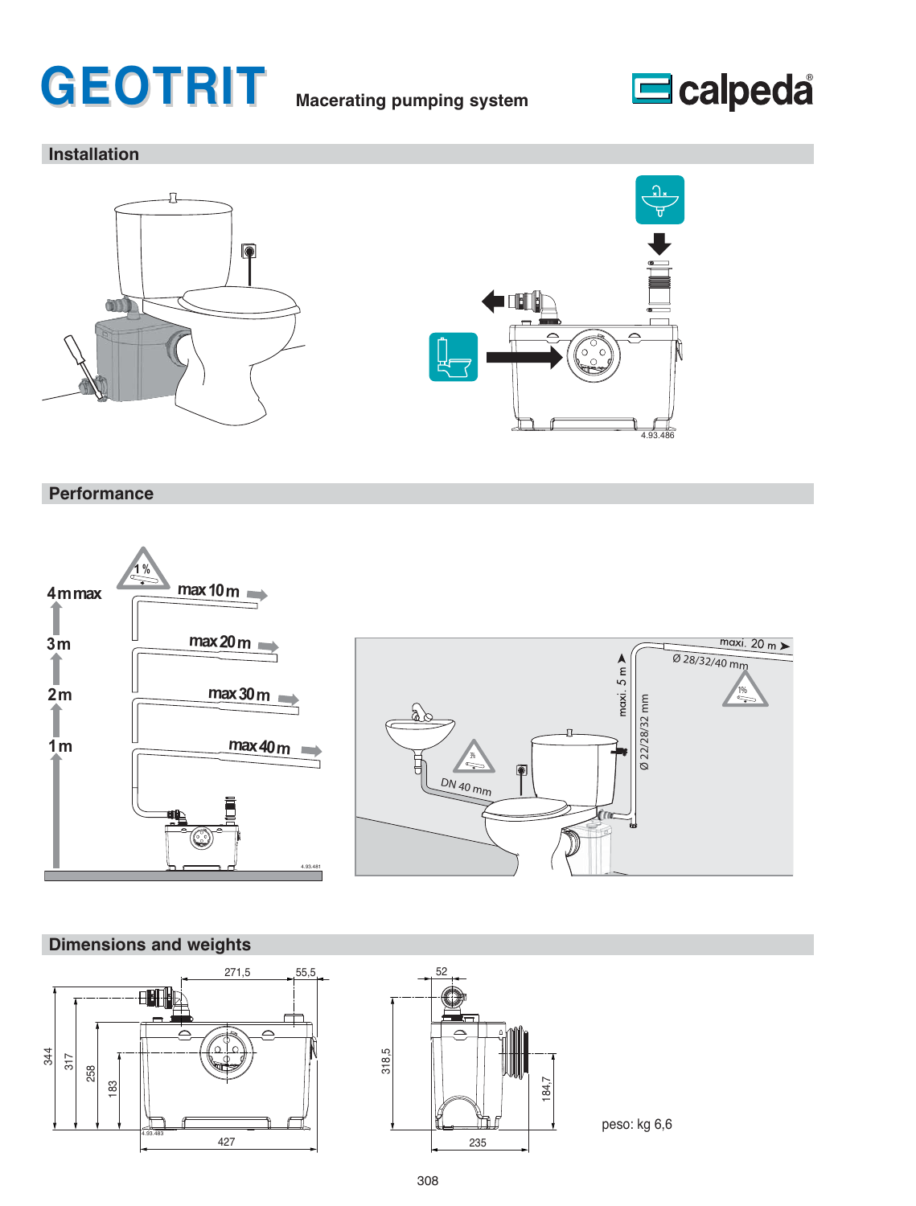# GEOTRIT

**Macerating pumping system**

calpeda

## Installation

## Performance

| Height | Max horizontal distance (1 %) |
| --- | --- |
| 4 m max | max 10 m |
| 3 m | max 20 m |
| 2 m | max 30 m |
| 1 m | max 40 m |

maxi. 20 m
Ø 28/32/40 mm
maxi. 5 m
Ø 22/28/32 mm
DN 40 mm

## Dimensions and weights

271,5 — 55,5 — 344 — 317 — 258 — 183 — 427

52 — 318,5 — 184,7 — 235

peso: kg 6,6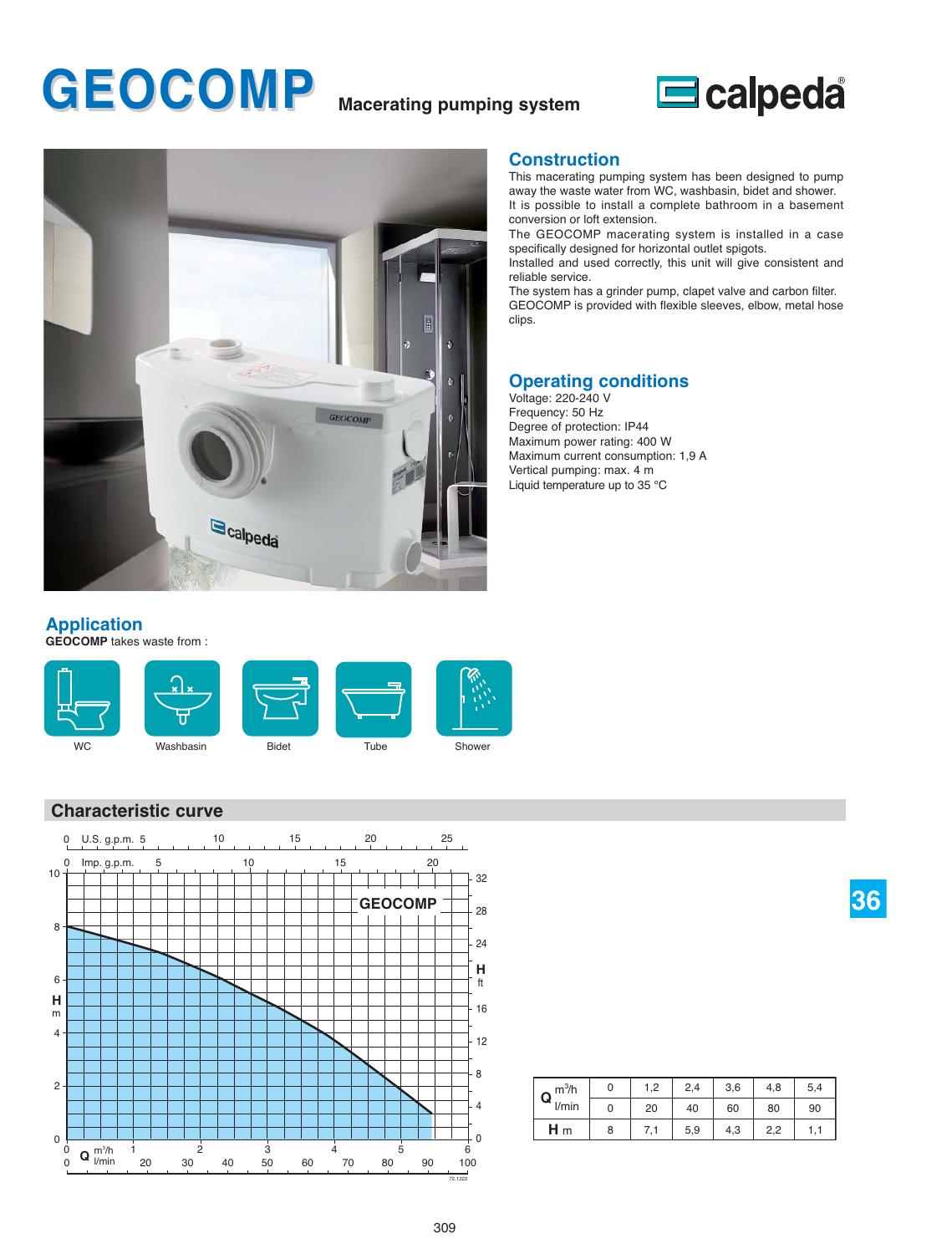# GEOCOMP

**Macerating pumping system**

## Construction

This macerating pumping system has been designed to pump away the waste water from WC, washbasin, bidet and shower. It is possible to install a complete bathroom in a basement conversion or loft extension.

The GEOCOMP macerating system is installed in a case specifically designed for horizontal outlet spigots.

Installed and used correctly, this unit will give consistent and reliable service.

The system has a grinder pump, clapet valve and carbon filter.

GEOCOMP is provided with flexible sleeves, elbow, metal hose clips.

## Operating conditions

Voltage: 220-240 V
Frequency: 50 Hz
Degree of protection: IP44
Maximum power rating: 400 W
Maximum current consumption: 1,9 A
Vertical pumping: max. 4 m
Liquid temperature up to 35 °C

## Application

**GEOCOMP** takes waste from :

WC, Washbasin, Bidet, Tube, Shower

## Characteristic curve

| Q | | | | | | | |
|---|---|---|---|---|---|---|---|
| | $m^3/h$ | 0 | 1,2 | 2,4 | 3,6 | 4,8 | 5,4 |
| | l/min | 0 | 20 | 40 | 60 | 80 | 90 |
| **H** m | | 8 | 7,1 | 5,9 | 4,3 | 2,2 | 1,1 |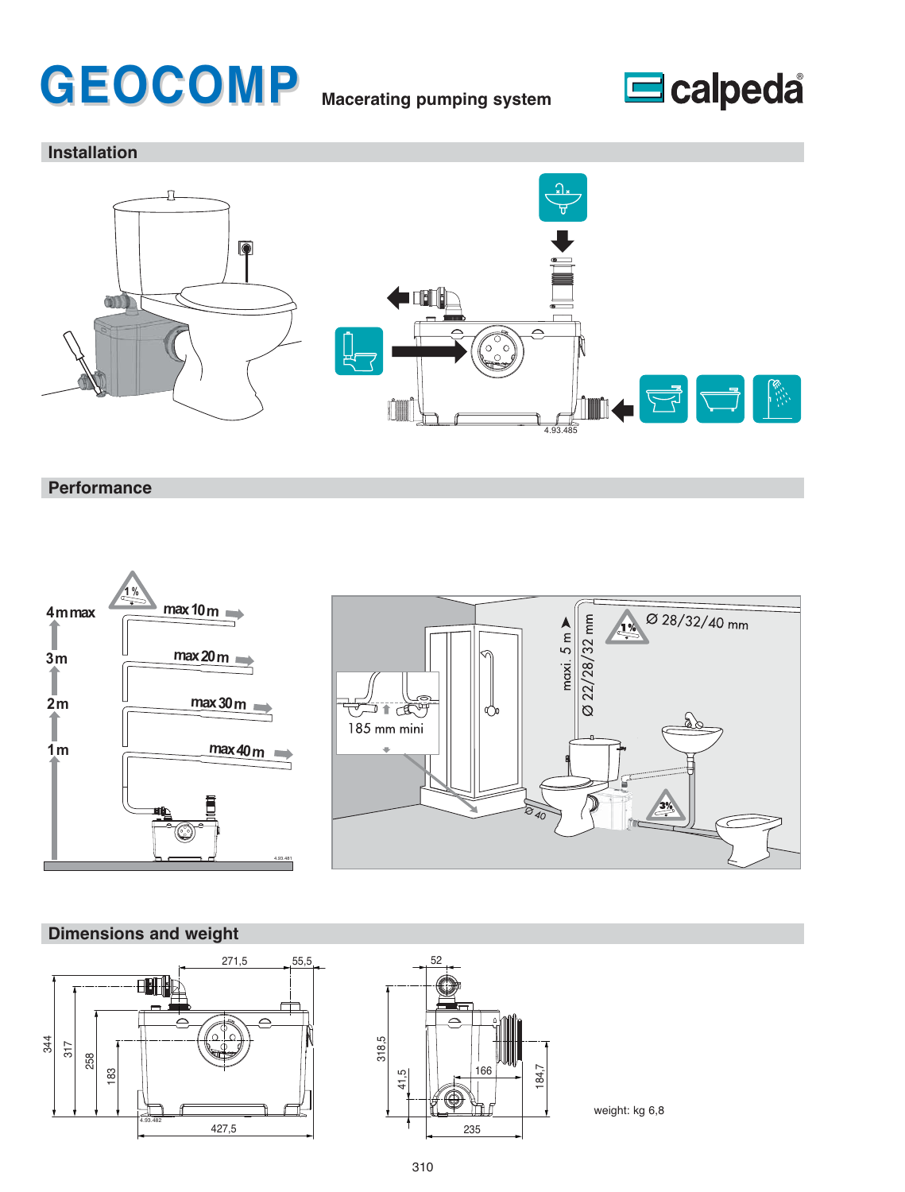# GEOCOMP

Macerating pumping system

## Installation

## Performance

4 m max — max 10 m

3 m — max 20 m

2 m — max 30 m

1 m — max 40 m

185 mm mini

maxi. 5 m

Ø 22/28/32 mm

Ø 28/32/40 mm

Ø 40

## Dimensions and weight

weight: kg 6,8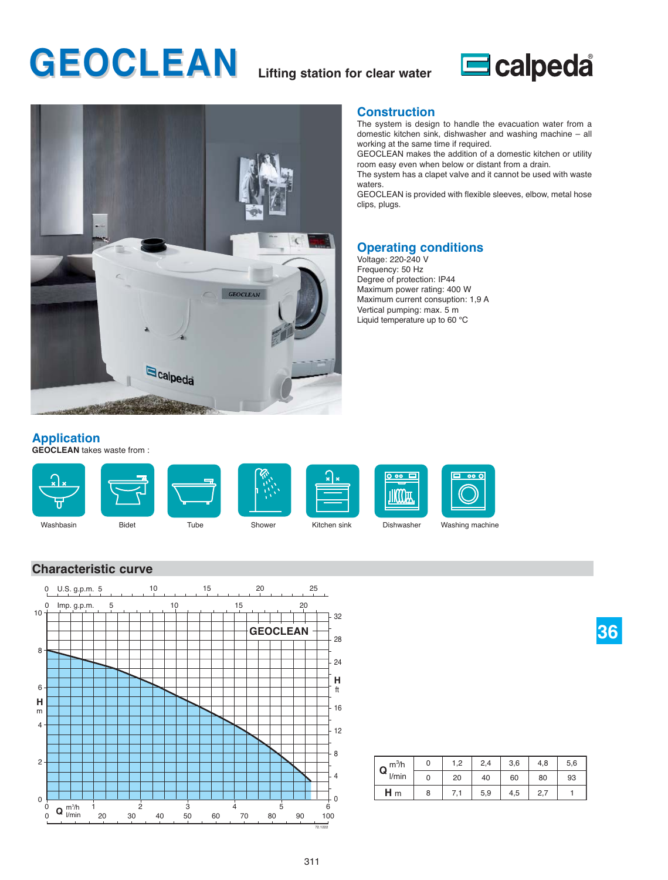# GEOCLEAN

Lifting station for clear water

## Construction

The system is design to handle the evacuation water from a domestic kitchen sink, dishwasher and washing machine – all working at the same time if required.
GEOCLEAN makes the addition of a domestic kitchen or utility room easy even when below or distant from a drain.
The system has a clapet valve and it cannot be used with waste waters.
GEOCLEAN is provided with flexible sleeves, elbow, metal hose clips, plugs.

## Operating conditions

Voltage: 220-240 V
Frequency: 50 Hz
Degree of protection: IP44
Maximum power rating: 400 W
Maximum current consuption: 1,9 A
Vertical pumping: max. 5 m
Liquid temperature up to 60 °C

## Application

**GEOCLEAN** takes waste from :

- Washbasin
- Bidet
- Tube
- Shower
- Kitchen sink
- Dishwasher
- Washing machine

## Characteristic curve

| Q m³/h | 0 | 1,2 | 2,4 | 3,6 | 4,8 | 5,6 |
|---|---|---|---|---|---|---|
| Q l/min | 0 | 20 | 40 | 60 | 80 | 93 |
| H m | 8 | 7,1 | 5,9 | 4,5 | 2,7 | 1 |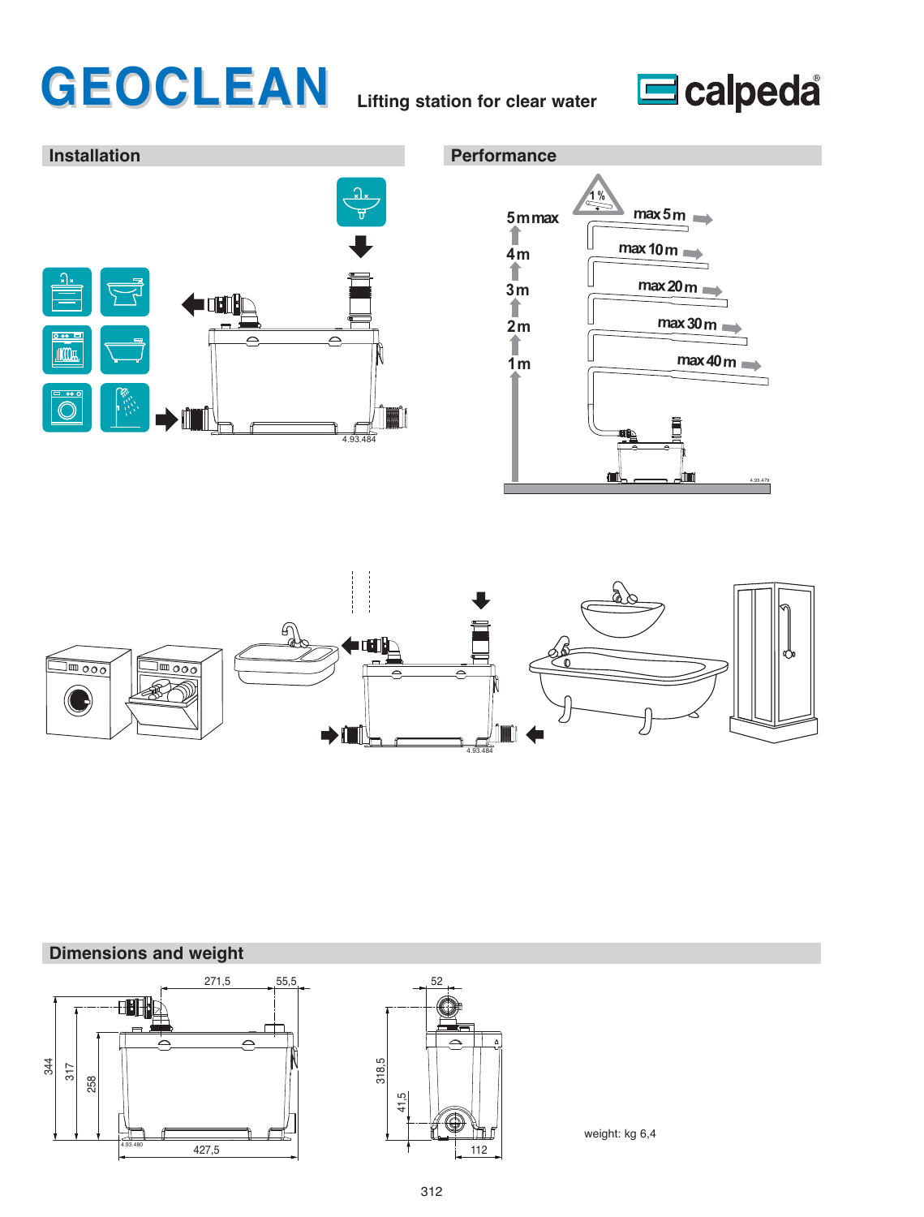# GEOCLEAN

Lifting station for clear water

calpeda

## Installation

4.93.484

## Performance

1 %

5 m max

4 m

3 m

2 m

1 m

max 5 m

max 10 m

max 20 m

max 30 m

max 40 m

4.93.479

4.93.484

## Dimensions and weight

271,5

55,5

344

317

258

427,5

4.93.480

52

318,5

41,5

112

weight: kg 6,4